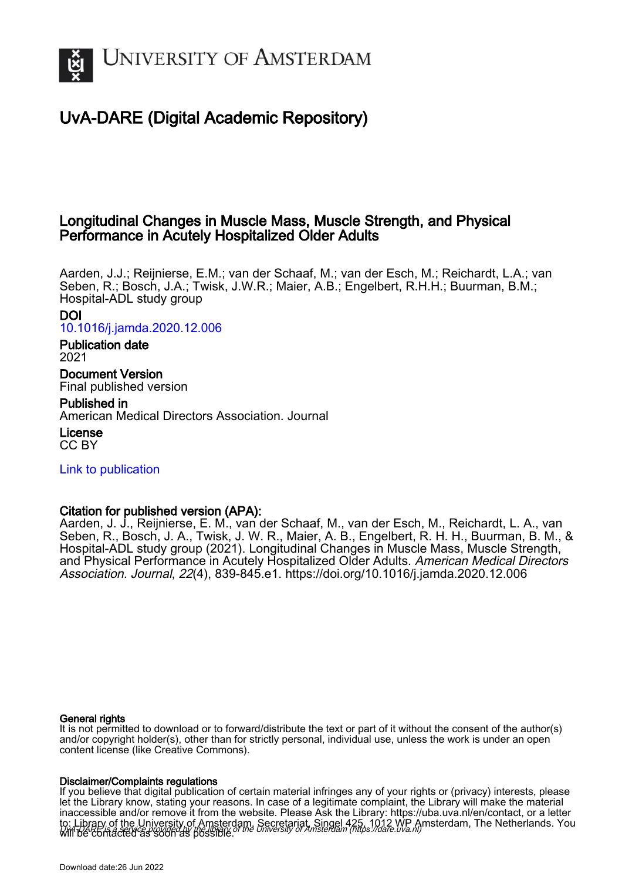# UvA-DARE (Digital Academic Repository)

## Longitudinal Changes in Muscle Mass, Muscle Strength, and Physical Performance in Acutely Hospitalized Older Adults

Aarden, J.J.; Reijnierse, E.M.; van der Schaaf, M.; van der Esch, M.; Reichardt, L.A.; van Seben, R.; Bosch, J.A.; Twisk, J.W.R.; Maier, A.B.; Engelbert, R.H.H.; Buurman, B.M.; Hospital-ADL study group

**DOI**
10.1016/j.jamda.2020.12.006

**Publication date**
2021

**Document Version**
Final published version

**Published in**
American Medical Directors Association. Journal

**License**
CC BY

Link to publication

**Citation for published version (APA):**
Aarden, J. J., Reijnierse, E. M., van der Schaaf, M., van der Esch, M., Reichardt, L. A., van Seben, R., Bosch, J. A., Twisk, J. W. R., Maier, A. B., Engelbert, R. H. H., Buurman, B. M., & Hospital-ADL study group (2021). Longitudinal Changes in Muscle Mass, Muscle Strength, and Physical Performance in Acutely Hospitalized Older Adults. *American Medical Directors Association. Journal*, *22*(4), 839-845.e1. https://doi.org/10.1016/j.jamda.2020.12.006

**General rights**
It is not permitted to download or to forward/distribute the text or part of it without the consent of the author(s) and/or copyright holder(s), other than for strictly personal, individual use, unless the work is under an open content license (like Creative Commons).

**Disclaimer/Complaints regulations**
If you believe that digital publication of certain material infringes any of your rights or (privacy) interests, please let the Library know, stating your reasons. In case of a legitimate complaint, the Library will make the material inaccessible and/or remove it from the website. Please Ask the Library: https://uba.uva.nl/en/contact, or a letter to: Library of the University of Amsterdam, Secretariat, Singel 425, 1012 WP Amsterdam, The Netherlands. You will be contacted as soon as possible.

*UvA-DARE is a service provided by the library of the University of Amsterdam (https://dare.uva.nl)*

Download date:26 Jun 2022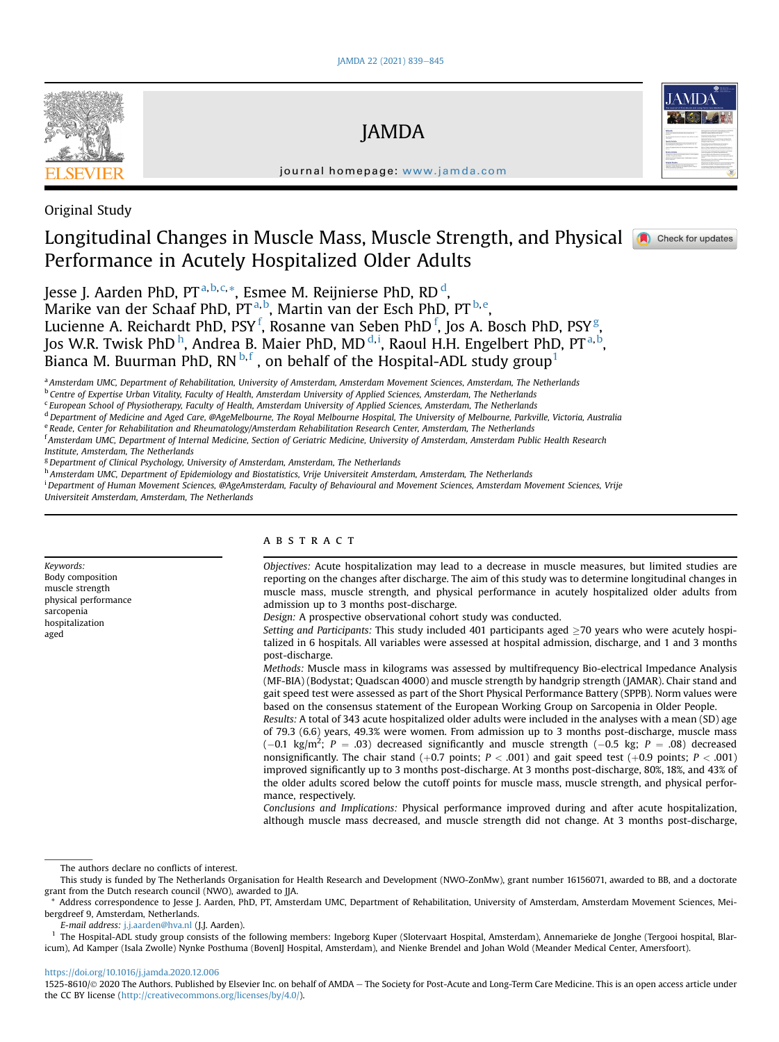# Longitudinal Changes in Muscle Mass, Muscle Strength, and Physical Performance in Acutely Hospitalized Older Adults

Jesse J. Aarden PhD, PT[a,b,c,*], Esmee M. Reijnierse PhD, RD[d], Marike van der Schaaf PhD, PT[a,b], Martin van der Esch PhD, PT[b,e], Lucienne A. Reichardt PhD, PSY[f], Rosanne van Seben PhD[f], Jos A. Bosch PhD, PSY[g], Jos W.R. Twisk PhD[h], Andrea B. Maier PhD, MD[d,i], Raoul H.H. Engelbert PhD, PT[a,b], Bianca M. Buurman PhD, RN[b,f], on behalf of the Hospital-ADL study group[1]

[a] Amsterdam UMC, Department of Rehabilitation, University of Amsterdam, Amsterdam Movement Sciences, Amsterdam, The Netherlands
[b] Centre of Expertise Urban Vitality, Faculty of Health, Amsterdam University of Applied Sciences, Amsterdam, The Netherlands
[c] European School of Physiotherapy, Faculty of Health, Amsterdam University of Applied Sciences, Amsterdam, The Netherlands
[d] Department of Medicine and Aged Care, @AgeMelbourne, The Royal Melbourne Hospital, The University of Melbourne, Parkville, Victoria, Australia
[e] Reade, Center for Rehabilitation and Rheumatology/Amsterdam Rehabilitation Research Center, Amsterdam, The Netherlands
[f] Amsterdam UMC, Department of Internal Medicine, Section of Geriatric Medicine, University of Amsterdam, Amsterdam Public Health Research Institute, Amsterdam, The Netherlands
[g] Department of Clinical Psychology, University of Amsterdam, Amsterdam, The Netherlands
[h] Amsterdam UMC, Department of Epidemiology and Biostatistics, Vrije Universiteit Amsterdam, Amsterdam, The Netherlands
[i] Department of Human Movement Sciences, @AgeAmsterdam, Faculty of Behavioural and Movement Sciences, Amsterdam Movement Sciences, Vrije Universiteit Amsterdam, Amsterdam, The Netherlands

*Keywords:*
Body composition
muscle strength
physical performance
sarcopenia
hospitalization
aged

## ABSTRACT

*Objectives:* Acute hospitalization may lead to a decrease in muscle measures, but limited studies are reporting on the changes after discharge. The aim of this study was to determine longitudinal changes in muscle mass, muscle strength, and physical performance in acutely hospitalized older adults from admission up to 3 months post-discharge.

*Design:* A prospective observational cohort study was conducted.

*Setting and Participants:* This study included 401 participants aged ≥70 years who were acutely hospitalized in 6 hospitals. All variables were assessed at hospital admission, discharge, and 1 and 3 months post-discharge.

*Methods:* Muscle mass in kilograms was assessed by multifrequency Bio-electrical Impedance Analysis (MF-BIA) (Bodystat; Quadscan 4000) and muscle strength by handgrip strength (JAMAR). Chair stand and gait speed test were assessed as part of the Short Physical Performance Battery (SPPB). Norm values were based on the consensus statement of the European Working Group on Sarcopenia in Older People.

*Results:* A total of 343 acute hospitalized older adults were included in the analyses with a mean (SD) age of 79.3 (6.6) years, 49.3% were women. From admission up to 3 months post-discharge, muscle mass (−0.1 kg/m$^2$; $P = .03$) decreased significantly and muscle strength (−0.5 kg; $P = .08$) decreased nonsignificantly. The chair stand (+0.7 points; $P < .001$) and gait speed test (+0.9 points; $P < .001$) improved significantly up to 3 months post-discharge. At 3 months post-discharge, 80%, 18%, and 43% of the older adults scored below the cutoff points for muscle mass, muscle strength, and physical performance, respectively.

*Conclusions and Implications:* Physical performance improved during and after acute hospitalization, although muscle mass decreased, and muscle strength did not change. At 3 months post-discharge,

---

The authors declare no conflicts of interest.

This study is funded by The Netherlands Organisation for Health Research and Development (NWO-ZonMw), grant number 16156071, awarded to BB, and a doctorate grant from the Dutch research council (NWO), awarded to JJA.

\* Address correspondence to Jesse J. Aarden, PhD, PT, Amsterdam UMC, Department of Rehabilitation, University of Amsterdam, Amsterdam Movement Sciences, Meibergdreef 9, Amsterdam, Netherlands.

*E-mail address:* j.j.aarden@hva.nl (J.J. Aarden).

[1] The Hospital-ADL study group consists of the following members: Ingeborg Kuper (Slotervaart Hospital, Amsterdam), Annemarieke de Jonghe (Tergooi hospital, Blaricum), Ad Kamper (Isala Zwolle) Nynke Posthuma (BovenIJ Hospital, Amsterdam), and Nienke Brendel and Johan Wold (Meander Medical Center, Amersfoort).

https://doi.org/10.1016/j.jamda.2020.12.006

1525-8610/© 2020 The Authors. Published by Elsevier Inc. on behalf of AMDA – The Society for Post-Acute and Long-Term Care Medicine. This is an open access article under the CC BY license (http://creativecommons.org/licenses/by/4.0/).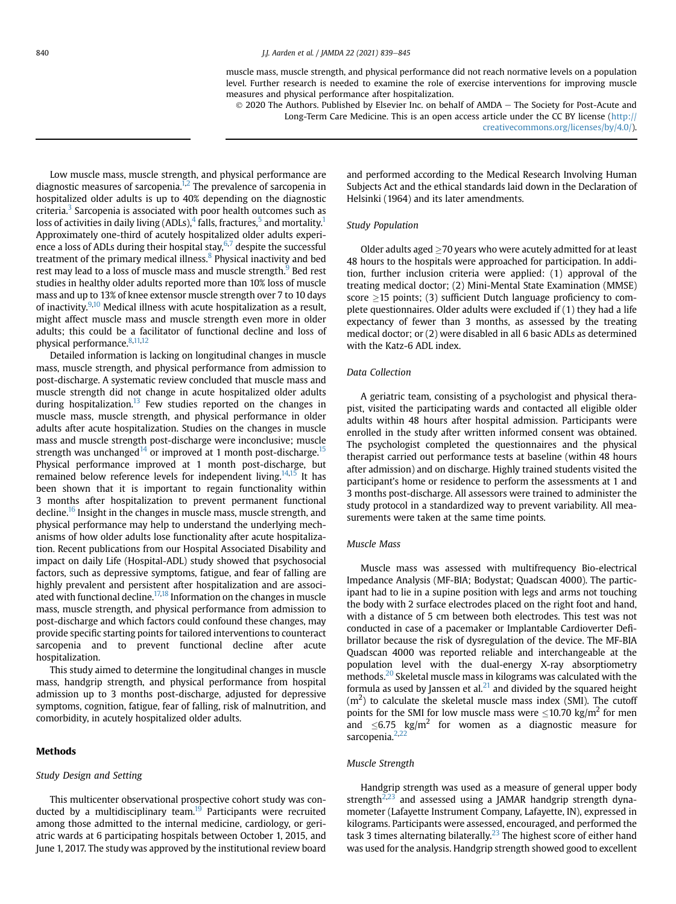muscle mass, muscle strength, and physical performance did not reach normative levels on a population level. Further research is needed to examine the role of exercise interventions for improving muscle measures and physical performance after hospitalization.

© 2020 The Authors. Published by Elsevier Inc. on behalf of AMDA – The Society for Post-Acute and Long-Term Care Medicine. This is an open access article under the CC BY license (http://creativecommons.org/licenses/by/4.0/).

Low muscle mass, muscle strength, and physical performance are diagnostic measures of sarcopenia.[1,2] The prevalence of sarcopenia in hospitalized older adults is up to 40% depending on the diagnostic criteria.[3] Sarcopenia is associated with poor health outcomes such as loss of activities in daily living (ADLs),[4] falls, fractures,[5] and mortality.[1] Approximately one-third of acutely hospitalized older adults experience a loss of ADLs during their hospital stay,[6,7] despite the successful treatment of the primary medical illness.[8] Physical inactivity and bed rest may lead to a loss of muscle mass and muscle strength.[9] Bed rest studies in healthy older adults reported more than 10% loss of muscle mass and up to 13% of knee extensor muscle strength over 7 to 10 days of inactivity.[9,10] Medical illness with acute hospitalization as a result, might affect muscle mass and muscle strength even more in older adults; this could be a facilitator of functional decline and loss of physical performance.[8,11,12]

Detailed information is lacking on longitudinal changes in muscle mass, muscle strength, and physical performance from admission to post-discharge. A systematic review concluded that muscle mass and muscle strength did not change in acute hospitalized older adults during hospitalization.[13] Few studies reported on the changes in muscle mass, muscle strength, and physical performance in older adults after acute hospitalization. Studies on the changes in muscle mass and muscle strength post-discharge were inconclusive; muscle strength was unchanged[14] or improved at 1 month post-discharge.[15] Physical performance improved at 1 month post-discharge, but remained below reference levels for independent living.[14,15] It has been shown that it is important to regain functionality within 3 months after hospitalization to prevent permanent functional decline.[16] Insight in the changes in muscle mass, muscle strength, and physical performance may help to understand the underlying mechanisms of how older adults lose functionality after acute hospitalization. Recent publications from our Hospital Associated Disability and impact on daily Life (Hospital-ADL) study showed that psychosocial factors, such as depressive symptoms, fatigue, and fear of falling are highly prevalent and persistent after hospitalization and are associated with functional decline.[17,18] Information on the changes in muscle mass, muscle strength, and physical performance from admission to post-discharge and which factors could confound these changes, may provide specific starting points for tailored interventions to counteract sarcopenia and to prevent functional decline after acute hospitalization.

This study aimed to determine the longitudinal changes in muscle mass, handgrip strength, and physical performance from hospital admission up to 3 months post-discharge, adjusted for depressive symptoms, cognition, fatigue, fear of falling, risk of malnutrition, and comorbidity, in acutely hospitalized older adults.

## Methods

### *Study Design and Setting*

This multicenter observational prospective cohort study was conducted by a multidisciplinary team.[19] Participants were recruited among those admitted to the internal medicine, cardiology, or geriatric wards at 6 participating hospitals between October 1, 2015, and June 1, 2017. The study was approved by the institutional review board and performed according to the Medical Research Involving Human Subjects Act and the ethical standards laid down in the Declaration of Helsinki (1964) and its later amendments.

### *Study Population*

Older adults aged ≥70 years who were acutely admitted for at least 48 hours to the hospitals were approached for participation. In addition, further inclusion criteria were applied: (1) approval of the treating medical doctor; (2) Mini-Mental State Examination (MMSE) score ≥15 points; (3) sufficient Dutch language proficiency to complete questionnaires. Older adults were excluded if (1) they had a life expectancy of fewer than 3 months, as assessed by the treating medical doctor; or (2) were disabled in all 6 basic ADLs as determined with the Katz-6 ADL index.

### *Data Collection*

A geriatric team, consisting of a psychologist and physical therapist, visited the participating wards and contacted all eligible older adults within 48 hours after hospital admission. Participants were enrolled in the study after written informed consent was obtained. The psychologist completed the questionnaires and the physical therapist carried out performance tests at baseline (within 48 hours after admission) and on discharge. Highly trained students visited the participant's home or residence to perform the assessments at 1 and 3 months post-discharge. All assessors were trained to administer the study protocol in a standardized way to prevent variability. All measurements were taken at the same time points.

### *Muscle Mass*

Muscle mass was assessed with multifrequency Bio-electrical Impedance Analysis (MF-BIA; Bodystat; Quadscan 4000). The participant had to lie in a supine position with legs and arms not touching the body with 2 surface electrodes placed on the right foot and hand, with a distance of 5 cm between both electrodes. This test was not conducted in case of a pacemaker or Implantable Cardioverter Defibrillator because the risk of dysregulation of the device. The MF-BIA Quadscan 4000 was reported reliable and interchangeable at the population level with the dual-energy X-ray absorptiometry methods.[20] Skeletal muscle mass in kilograms was calculated with the formula as used by Janssen et al.[21] and divided by the squared height ($m^2$) to calculate the skeletal muscle mass index (SMI). The cutoff points for the SMI for low muscle mass were ≤10.70 $kg/m^2$ for men and ≤6.75 $kg/m^2$ for women as a diagnostic measure for sarcopenia.[2,22]

### *Muscle Strength*

Handgrip strength was used as a measure of general upper body strength[2,23] and assessed using a JAMAR handgrip strength dynamometer (Lafayette Instrument Company, Lafayette, IN), expressed in kilograms. Participants were assessed, encouraged, and performed the task 3 times alternating bilaterally.[23] The highest score of either hand was used for the analysis. Handgrip strength showed good to excellent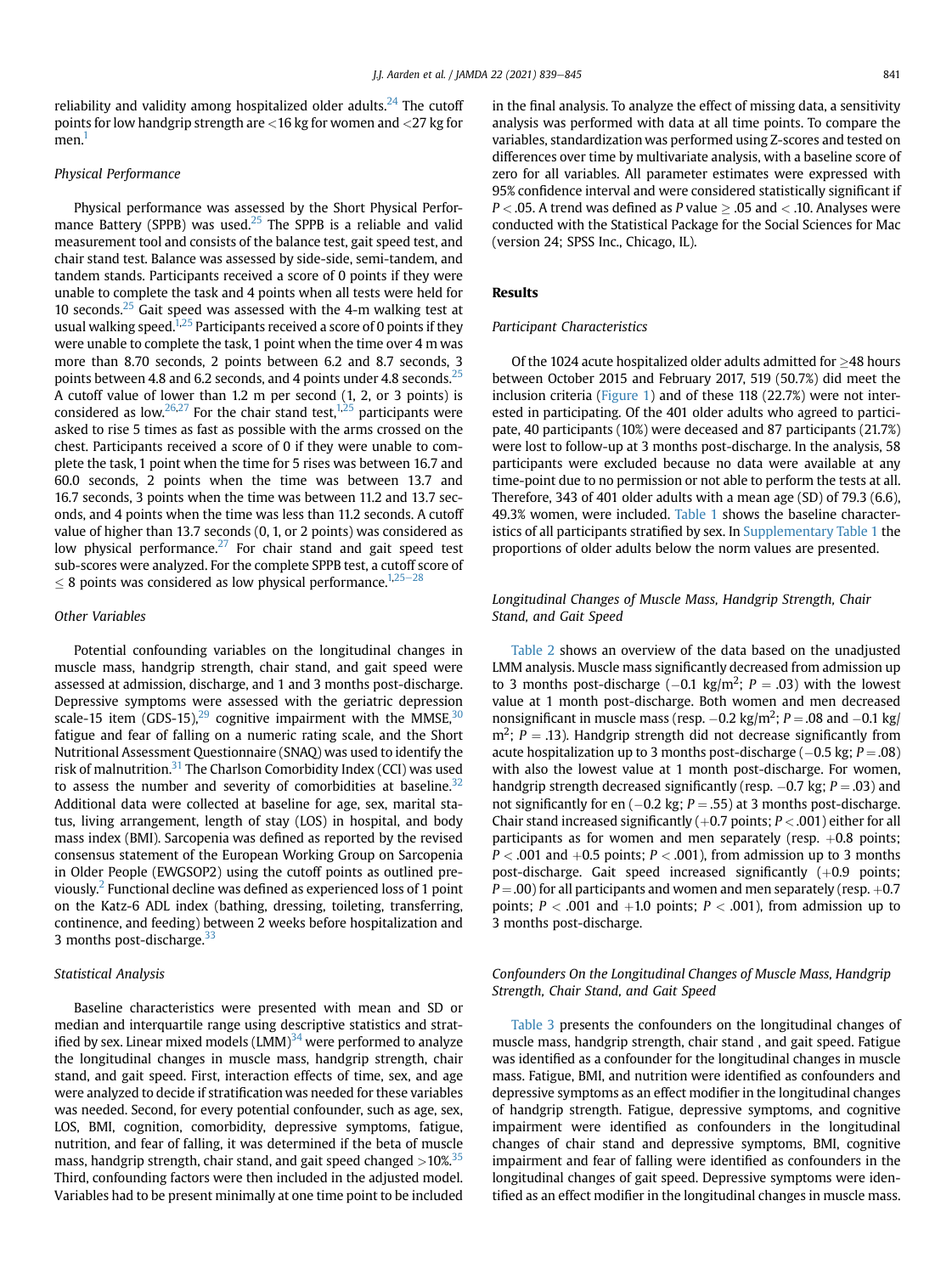reliability and validity among hospitalized older adults.[24] The cutoff points for low handgrip strength are <16 kg for women and <27 kg for men.[1]

### Physical Performance

Physical performance was assessed by the Short Physical Performance Battery (SPPB) was used.[25] The SPPB is a reliable and valid measurement tool and consists of the balance test, gait speed test, and chair stand test. Balance was assessed by side-side, semi-tandem, and tandem stands. Participants received a score of 0 points if they were unable to complete the task and 4 points when all tests were held for 10 seconds.[25] Gait speed was assessed with the 4-m walking test at usual walking speed.[1,25] Participants received a score of 0 points if they were unable to complete the task, 1 point when the time over 4 m was more than 8.70 seconds, 2 points between 6.2 and 8.7 seconds, 3 points between 4.8 and 6.2 seconds, and 4 points under 4.8 seconds.[25] A cutoff value of lower than 1.2 m per second (1, 2, or 3 points) is considered as low.[26,27] For the chair stand test,[1,25] participants were asked to rise 5 times as fast as possible with the arms crossed on the chest. Participants received a score of 0 if they were unable to complete the task, 1 point when the time for 5 rises was between 16.7 and 60.0 seconds, 2 points when the time was between 13.7 and 16.7 seconds, 3 points when the time was between 11.2 and 13.7 seconds, and 4 points when the time was less than 11.2 seconds. A cutoff value of higher than 13.7 seconds (0, 1, or 2 points) was considered as low physical performance.[27] For chair stand and gait speed test sub-scores were analyzed. For the complete SPPB test, a cutoff score of ≤ 8 points was considered as low physical performance.[1,25–28]

### Other Variables

Potential confounding variables on the longitudinal changes in muscle mass, handgrip strength, chair stand, and gait speed were assessed at admission, discharge, and 1 and 3 months post-discharge. Depressive symptoms were assessed with the geriatric depression scale-15 item (GDS-15),[29] cognitive impairment with the MMSE,[30] fatigue and fear of falling on a numeric rating scale, and the Short Nutritional Assessment Questionnaire (SNAQ) was used to identify the risk of malnutrition.[31] The Charlson Comorbidity Index (CCI) was used to assess the number and severity of comorbidities at baseline.[32] Additional data were collected at baseline for age, sex, marital status, living arrangement, length of stay (LOS) in hospital, and body mass index (BMI). Sarcopenia was defined as reported by the revised consensus statement of the European Working Group on Sarcopenia in Older People (EWGSOP2) using the cutoff points as outlined previously.[2] Functional decline was defined as experienced loss of 1 point on the Katz-6 ADL index (bathing, dressing, toileting, transferring, continence, and feeding) between 2 weeks before hospitalization and 3 months post-discharge.[33]

### Statistical Analysis

Baseline characteristics were presented with mean and SD or median and interquartile range using descriptive statistics and stratified by sex. Linear mixed models (LMM)[34] were performed to analyze the longitudinal changes in muscle mass, handgrip strength, chair stand, and gait speed. First, interaction effects of time, sex, and age were analyzed to decide if stratification was needed for these variables was needed. Second, for every potential confounder, such as age, sex, LOS, BMI, cognition, comorbidity, depressive symptoms, fatigue, nutrition, and fear of falling, it was determined if the beta of muscle mass, handgrip strength, chair stand, and gait speed changed >10%.[35] Third, confounding factors were then included in the adjusted model. Variables had to be present minimally at one time point to be included in the final analysis. To analyze the effect of missing data, a sensitivity analysis was performed with data at all time points. To compare the variables, standardization was performed using Z-scores and tested on differences over time by multivariate analysis, with a baseline score of zero for all variables. All parameter estimates were expressed with 95% confidence interval and were considered statistically significant if $P < .05$. A trend was defined as $P$ value ≥ .05 and < .10. Analyses were conducted with the Statistical Package for the Social Sciences for Mac (version 24; SPSS Inc., Chicago, IL).

## Results

### Participant Characteristics

Of the 1024 acute hospitalized older adults admitted for ≥48 hours between October 2015 and February 2017, 519 (50.7%) did meet the inclusion criteria (Figure 1) and of these 118 (22.7%) were not interested in participating. Of the 401 older adults who agreed to participate, 40 participants (10%) were deceased and 87 participants (21.7%) were lost to follow-up at 3 months post-discharge. In the analysis, 58 participants were excluded because no data were available at any time-point due to no permission or not able to perform the tests at all. Therefore, 343 of 401 older adults with a mean age (SD) of 79.3 (6.6), 49.3% women, were included. Table 1 shows the baseline characteristics of all participants stratified by sex. In Supplementary Table 1 the proportions of older adults below the norm values are presented.

### Longitudinal Changes of Muscle Mass, Handgrip Strength, Chair Stand, and Gait Speed

Table 2 shows an overview of the data based on the unadjusted LMM analysis. Muscle mass significantly decreased from admission up to 3 months post-discharge (−0.1 kg/m$^2$; $P$ = .03) with the lowest value at 1 month post-discharge. Both women and men decreased nonsignificant in muscle mass (resp. −0.2 kg/m$^2$; $P$ = .08 and −0.1 kg/m$^2$; $P$ = .13). Handgrip strength did not decrease significantly from acute hospitalization up to 3 months post-discharge (−0.5 kg; $P$ = .08) with also the lowest value at 1 month post-discharge. For women, handgrip strength decreased significantly (resp. −0.7 kg; $P$ = .03) and not significantly for en (−0.2 kg; $P$ = .55) at 3 months post-discharge. Chair stand increased significantly (+0.7 points; $P$ < .001) either for all participants as for women and men separately (resp. +0.8 points; $P$ < .001 and +0.5 points; $P$ < .001), from admission up to 3 months post-discharge. Gait speed increased significantly (+0.9 points; $P$ = .00) for all participants and women and men separately (resp. +0.7 points; $P$ < .001 and +1.0 points; $P$ < .001), from admission up to 3 months post-discharge.

### Confounders On the Longitudinal Changes of Muscle Mass, Handgrip Strength, Chair Stand, and Gait Speed

Table 3 presents the confounders on the longitudinal changes of muscle mass, handgrip strength, chair stand , and gait speed. Fatigue was identified as a confounder for the longitudinal changes in muscle mass. Fatigue, BMI, and nutrition were identified as confounders and depressive symptoms as an effect modifier in the longitudinal changes of handgrip strength. Fatigue, depressive symptoms, and cognitive impairment were identified as confounders in the longitudinal changes of chair stand and depressive symptoms, BMI, cognitive impairment and fear of falling were identified as confounders in the longitudinal changes of gait speed. Depressive symptoms were identified as an effect modifier in the longitudinal changes in muscle mass.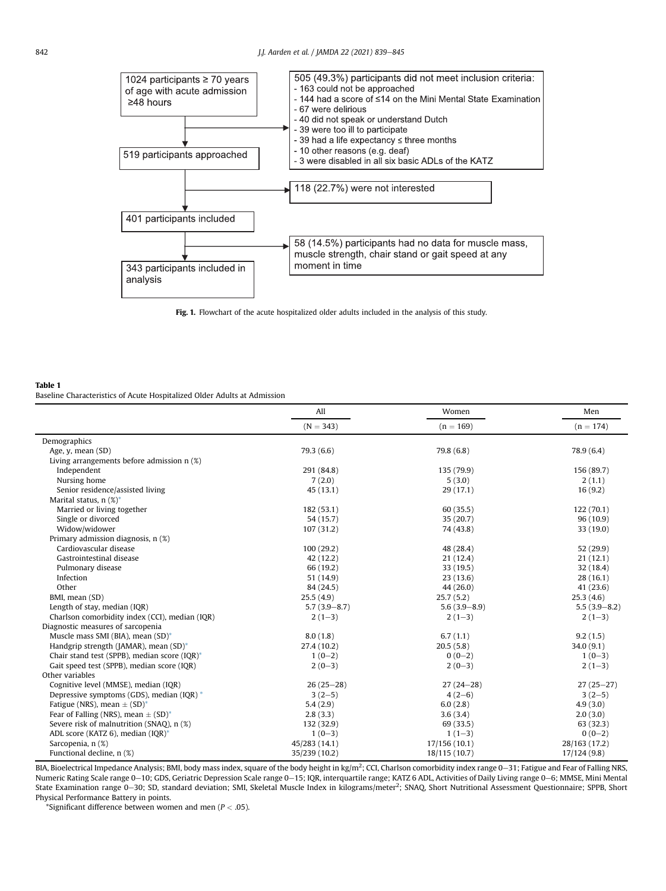1024 participants ≥ 70 years of age with acute admission ≥48 hours

→ 505 (49.3%) participants did not meet inclusion criteria:
- 163 could not be approached
- 144 had a score of ≤14 on the Mini Mental State Examination
- 67 were delirious
- 40 did not speak or understand Dutch
- 39 were too ill to participate
- 39 had a life expectancy ≤ three months
- 10 other reasons (e.g. deaf)
- 3 were disabled in all six basic ADLs of the KATZ

519 participants approached

→ 118 (22.7%) were not interested

401 participants included

→ 58 (14.5%) participants had no data for muscle mass, muscle strength, chair stand or gait speed at any moment in time

343 participants included in analysis

**Fig. 1.** Flowchart of the acute hospitalized older adults included in the analysis of this study.

**Table 1**
Baseline Characteristics of Acute Hospitalized Older Adults at Admission

| | All | Women | Men |
|---|---|---|---|
| | (N = 343) | (n = 169) | (n = 174) |
| Demographics | | | |
| Age, y, mean (SD) | 79.3 (6.6) | 79.8 (6.8) | 78.9 (6.4) |
| Living arrangements before admission n (%) | | | |
| Independent | 291 (84.8) | 135 (79.9) | 156 (89.7) |
| Nursing home | 7 (2.0) | 5 (3.0) | 2 (1.1) |
| Senior residence/assisted living | 45 (13.1) | 29 (17.1) | 16 (9.2) |
| Marital status, n (%)* | | | |
| Married or living together | 182 (53.1) | 60 (35.5) | 122 (70.1) |
| Single or divorced | 54 (15.7) | 35 (20.7) | 96 (10.9) |
| Widow/widower | 107 (31.2) | 74 (43.8) | 33 (19.0) |
| Primary admission diagnosis, n (%) | | | |
| Cardiovascular disease | 100 (29.2) | 48 (28.4) | 52 (29.9) |
| Gastrointestinal disease | 42 (12.2) | 21 (12.4) | 21 (12.1) |
| Pulmonary disease | 66 (19.2) | 33 (19.5) | 32 (18.4) |
| Infection | 51 (14.9) | 23 (13.6) | 28 (16.1) |
| Other | 84 (24.5) | 44 (26.0) | 41 (23.6) |
| BMI, mean (SD) | 25.5 (4.9) | 25.7 (5.2) | 25.3 (4.6) |
| Length of stay, median (IQR) | 5.7 (3.9–8.7) | 5.6 (3.9–8.9) | 5.5 (3.9–8.2) |
| Charlson comorbidity index (CCI), median (IQR) | 2 (1–3) | 2 (1–3) | 2 (1–3) |
| Diagnostic measures of sarcopenia | | | |
| Muscle mass SMI (BIA), mean (SD)* | 8.0 (1.8) | 6.7 (1.1) | 9.2 (1.5) |
| Handgrip strength (JAMAR), mean (SD)* | 27.4 (10.2) | 20.5 (5.8) | 34.0 (9.1) |
| Chair stand test (SPPB), median score (IQR)* | 1 (0–2) | 0 (0–2) | 1 (0–3) |
| Gait speed test (SPPB), median score (IQR) | 2 (0–3) | 2 (0–3) | 2 (1–3) |
| Other variables | | | |
| Cognitive level (MMSE), median (IQR) | 26 (25–28) | 27 (24–28) | 27 (25–27) |
| Depressive symptoms (GDS), median (IQR) * | 3 (2–5) | 4 (2–6) | 3 (2–5) |
| Fatigue (NRS), mean ± (SD)* | 5.4 (2.9) | 6.0 (2.8) | 4.9 (3.0) |
| Fear of Falling (NRS), mean ± (SD)* | 2.8 (3.3) | 3.6 (3.4) | 2.0 (3.0) |
| Severe risk of malnutrition (SNAQ), n (%) | 132 (32.9) | 69 (33.5) | 63 (32.3) |
| ADL score (KATZ 6), median (IQR)* | 1 (0–3) | 1 (1–3) | 0 (0–2) |
| Sarcopenia, n (%) | 45/283 (14.1) | 17/156 (10.1) | 28/163 (17.2) |
| Functional decline, n (%) | 35/239 (10.2) | 18/115 (10.7) | 17/124 (9.8) |

BIA, Bioelectrical Impedance Analysis; BMI, body mass index, square of the body height in kg/m$^2$; CCI, Charlson comorbidity index range 0–31; Fatigue and Fear of Falling NRS, Numeric Rating Scale range 0–10; GDS, Geriatric Depression Scale range 0–15; IQR, interquartile range; KATZ 6 ADL, Activities of Daily Living range 0–6; MMSE, Mini Mental State Examination range 0–30; SD, standard deviation; SMI, Skeletal Muscle Index in kilograms/meter$^2$; SNAQ, Short Nutritional Assessment Questionnaire; SPPB, Short Physical Performance Battery in points.

*Significant difference between women and men ($P < .05$).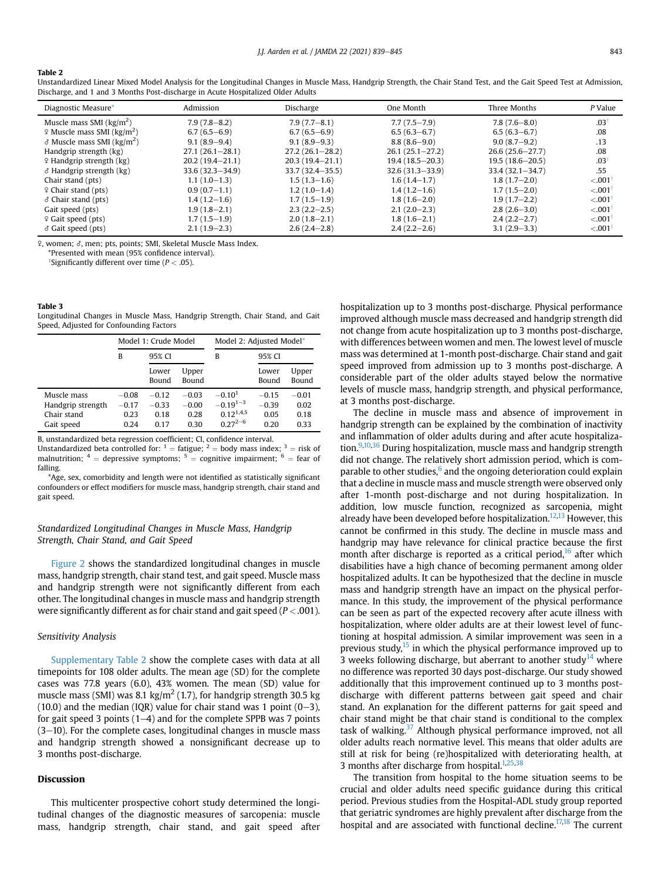**Table 2**

Unstandardized Linear Mixed Model Analysis for the Longitudinal Changes in Muscle Mass, Handgrip Strength, the Chair Stand Test, and the Gait Speed Test at Admission, Discharge, and 1 and 3 Months Post-discharge in Acute Hospitalized Older Adults

| Diagnostic Measure* | Admission | Discharge | One Month | Three Months | P Value |
|---|---|---|---|---|---|
| Muscle mass SMI (kg/m$^2$) | 7.9 (7.8–8.2) | 7.9 (7.7–8.1) | 7.7 (7.5–7.9) | 7.8 (7.6–8.0) | .03† |
| ♀ Muscle mass SMI (kg/m$^2$) | 6.7 (6.5–6.9) | 6.7 (6.5–6.9) | 6.5 (6.3–6.7) | 6.5 (6.3–6.7) | .08 |
| ♂ Muscle mass SMI (kg/m$^2$) | 9.1 (8.9–9.4) | 9.1 (8.9–9.3) | 8.8 (8.6–9.0) | 9.0 (8.7–9.2) | .13 |
| Handgrip strength (kg) | 27.1 (26.1–28.1) | 27.2 (26.1–28.2) | 26.1 (25.1–27.2) | 26.6 (25.6–27.7) | .08 |
| ♀ Handgrip strength (kg) | 20.2 (19.4–21.1) | 20.3 (19.4–21.1) | 19.4 (18.5–20.3) | 19.5 (18.6–20.5) | .03† |
| ♂ Handgrip strength (kg) | 33.6 (32.3–34.9) | 33.7 (32.4–35.5) | 32.6 (31.3–33.9) | 33.4 (32.1–34.7) | .55 |
| Chair stand (pts) | 1.1 (1.0–1.3) | 1.5 (1.3–1.6) | 1.6 (1.4–1.7) | 1.8 (1.7–2.0) | <.001† |
| ♀ Chair stand (pts) | 0.9 (0.7–1.1) | 1.2 (1.0–1.4) | 1.4 (1.2–1.6) | 1.7 (1.5–2.0) | <.001† |
| ♂ Chair stand (pts) | 1.4 (1.2–1.6) | 1.7 (1.5–1.9) | 1.8 (1.6–2.0) | 1.9 (1.7–2.2) | <.001† |
| Gait speed (pts) | 1.9 (1.8–2.1) | 2.3 (2.2–2.5) | 2.1 (2.0–2.3) | 2.8 (2.6–3.0) | <.001† |
| ♀ Gait speed (pts) | 1.7 (1.5–1.9) | 2.0 (1.8–2.1) | 1.8 (1.6–2.1) | 2.4 (2.2–2.7) | <.001† |
| ♂ Gait speed (pts) | 2.1 (1.9–2.3) | 2.6 (2.4–2.8) | 2.4 (2.2–2.6) | 3.1 (2.9–3.3) | <.001† |

♀, women; ♂, men; pts, points; SMI, Skeletal Muscle Mass Index.
*Presented with mean (95% confidence interval).
†Significantly different over time ($P < .05$).

**Table 3**

Longitudinal Changes in Muscle Mass, Handgrip Strength, Chair Stand, and Gait Speed, Adjusted for Confounding Factors

| | Model 1: Crude Model | | | Model 2: Adjusted Model* | | |
|---|---|---|---|---|---|---|
| | B | 95% CI | | B | 95% CI | |
| | | Lower Bound | Upper Bound | | Lower Bound | Upper Bound |
| Muscle mass | −0.08 | −0.12 | −0.03 | −0.10[1] | −0.15 | −0.01 |
| Handgrip strength | −0.17 | −0.33 | −0.00 | −0.19[1−3] | −0.39 | 0.02 |
| Chair stand | 0.23 | 0.18 | 0.28 | 0.12[1,4,5] | 0.05 | 0.18 |
| Gait speed | 0.24 | 0.17 | 0.30 | 0.27[2−6] | 0.20 | 0.33 |

B, unstandardized beta regression coefficient; CI, confidence interval.
Unstandardized beta controlled for: [1] = fatigue; [2] = body mass index; [3] = risk of malnutrition; [4] = depressive symptoms; [5] = cognitive impairment; [6] = fear of falling.
*Age, sex, comorbidity and length were not identified as statistically significant confounders or effect modifiers for muscle mass, handgrip strength, chair stand and gait speed.

### *Standardized Longitudinal Changes in Muscle Mass, Handgrip Strength, Chair Stand, and Gait Speed*

Figure 2 shows the standardized longitudinal changes in muscle mass, handgrip strength, chair stand test, and gait speed. Muscle mass and handgrip strength were not significantly different from each other. The longitudinal changes in muscle mass and handgrip strength were significantly different as for chair stand and gait speed ($P < .001$).

### *Sensitivity Analysis*

Supplementary Table 2 show the complete cases with data at all timepoints for 108 older adults. The mean age (SD) for the complete cases was 77.8 years (6.0), 43% women. The mean (SD) value for muscle mass (SMI) was 8.1 kg/m$^2$ (1.7), for handgrip strength 30.5 kg (10.0) and the median (IQR) value for chair stand was 1 point (0–3), for gait speed 3 points (1–4) and for the complete SPPB was 7 points (3–10). For the complete cases, longitudinal changes in muscle mass and handgrip strength showed a nonsignificant decrease up to 3 months post-discharge.

## Discussion

This multicenter prospective cohort study determined the longitudinal changes of the diagnostic measures of sarcopenia: muscle mass, handgrip strength, chair stand, and gait speed after hospitalization up to 3 months post-discharge. Physical performance improved although muscle mass decreased and handgrip strength did not change from acute hospitalization up to 3 months post-discharge, with differences between women and men. The lowest level of muscle mass was determined at 1-month post-discharge. Chair stand and gait speed improved from admission up to 3 months post-discharge. A considerable part of the older adults stayed below the normative levels of muscle mass, handgrip strength, and physical performance, at 3 months post-discharge.

The decline in muscle mass and absence of improvement in handgrip strength can be explained by the combination of inactivity and inflammation of older adults during and after acute hospitalization.[9,10,36] During hospitalization, muscle mass and handgrip strength did not change. The relatively short admission period, which is comparable to other studies,[6] and the ongoing deterioration could explain that a decline in muscle mass and muscle strength were observed only after 1-month post-discharge and not during hospitalization. In addition, low muscle function, recognized as sarcopenia, might already have been developed before hospitalization.[12,13] However, this cannot be confirmed in this study. The decline in muscle mass and handgrip may have relevance for clinical practice because the first month after discharge is reported as a critical period,[16] after which disabilities have a high chance of becoming permanent among older hospitalized adults. It can be hypothesized that the decline in muscle mass and handgrip strength have an impact on the physical performance. In this study, the improvement of the physical performance can be seen as part of the expected recovery after acute illness with hospitalization, where older adults are at their lowest level of functioning at hospital admission. A similar improvement was seen in a previous study,[15] in which the physical performance improved up to 3 weeks following discharge, but aberrant to another study[14] where no difference was reported 30 days post-discharge. Our study showed additionally that this improvement continued up to 3 months post-discharge with different patterns between gait speed and chair stand. An explanation for the different patterns for gait speed and chair stand might be that chair stand is conditional to the complex task of walking.[37] Although physical performance improved, not all older adults reach normative level. This means that older adults are still at risk for being (re)hospitalized with deteriorating health, at 3 months after discharge from hospital.[1,25,38]

The transition from hospital to the home situation seems to be crucial and older adults need specific guidance during this critical period. Previous studies from the Hospital-ADL study group reported that geriatric syndromes are highly prevalent after discharge from the hospital and are associated with functional decline.[17,18] The current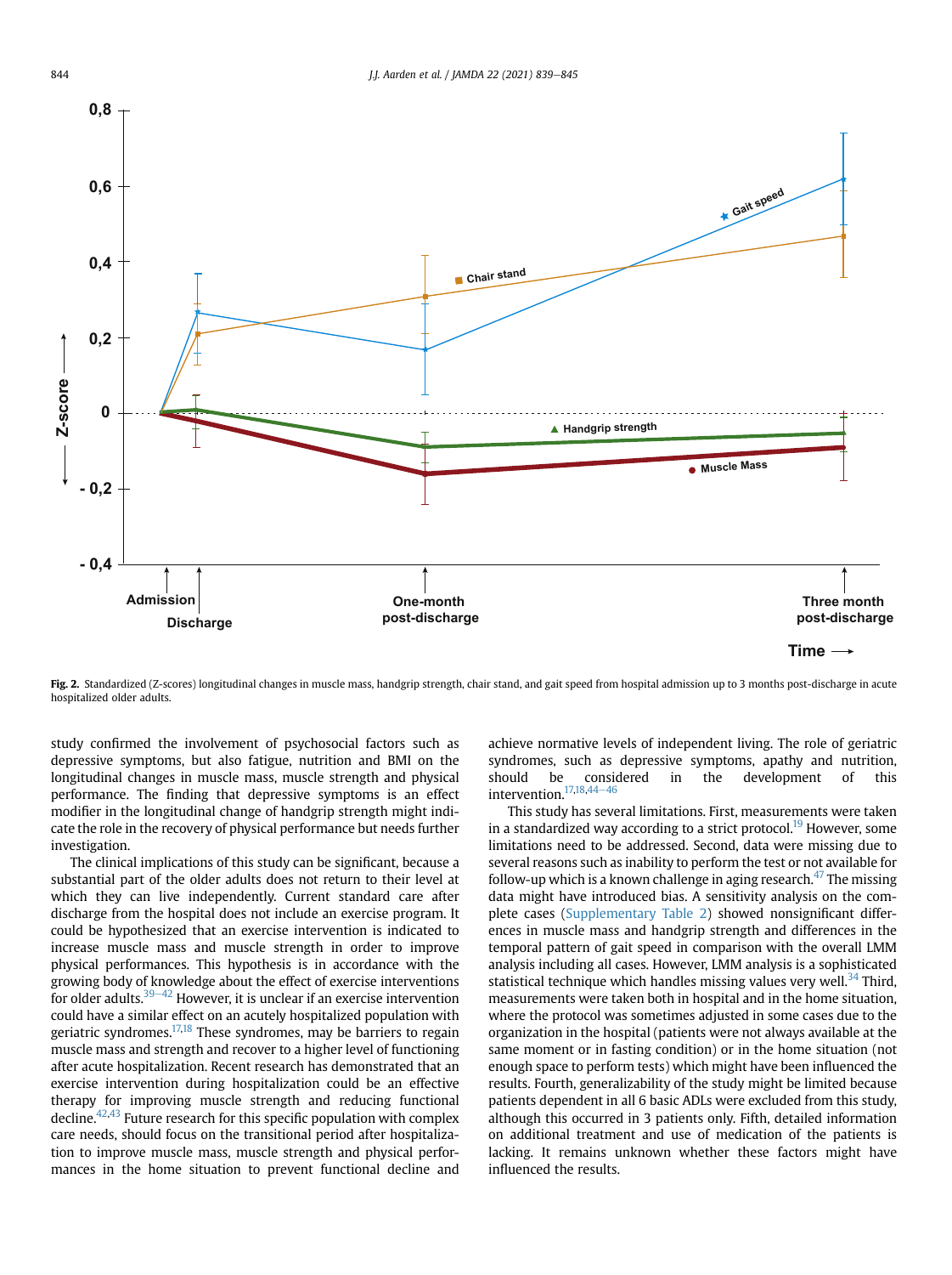Fig. 2. Standardized (Z-scores) longitudinal changes in muscle mass, handgrip strength, chair stand, and gait speed from hospital admission up to 3 months post-discharge in acute hospitalized older adults.

study confirmed the involvement of psychosocial factors such as depressive symptoms, but also fatigue, nutrition and BMI on the longitudinal changes in muscle mass, muscle strength and physical performance. The finding that depressive symptoms is an effect modifier in the longitudinal change of handgrip strength might indicate the role in the recovery of physical performance but needs further investigation.

The clinical implications of this study can be significant, because a substantial part of the older adults does not return to their level at which they can live independently. Current standard care after discharge from the hospital does not include an exercise program. It could be hypothesized that an exercise intervention is indicated to increase muscle mass and muscle strength in order to improve physical performances. This hypothesis is in accordance with the growing body of knowledge about the effect of exercise interventions for older adults.[39–42] However, it is unclear if an exercise intervention could have a similar effect on an acutely hospitalized population with geriatric syndromes.[17,18] These syndromes, may be barriers to regain muscle mass and strength and recover to a higher level of functioning after acute hospitalization. Recent research has demonstrated that an exercise intervention during hospitalization could be an effective therapy for improving muscle strength and reducing functional decline.[42,43] Future research for this specific population with complex care needs, should focus on the transitional period after hospitalization to improve muscle mass, muscle strength and physical performances in the home situation to prevent functional decline and achieve normative levels of independent living. The role of geriatric syndromes, such as depressive symptoms, apathy and nutrition, should be considered in the development of this intervention.[17,18,44–46]

This study has several limitations. First, measurements were taken in a standardized way according to a strict protocol.[19] However, some limitations need to be addressed. Second, data were missing due to several reasons such as inability to perform the test or not available for follow-up which is a known challenge in aging research.[47] The missing data might have introduced bias. A sensitivity analysis on the complete cases (Supplementary Table 2) showed nonsignificant differences in muscle mass and handgrip strength and differences in the temporal pattern of gait speed in comparison with the overall LMM analysis including all cases. However, LMM analysis is a sophisticated statistical technique which handles missing values very well.[34] Third, measurements were taken both in hospital and in the home situation, where the protocol was sometimes adjusted in some cases due to the organization in the hospital (patients were not always available at the same moment or in fasting condition) or in the home situation (not enough space to perform tests) which might have been influenced the results. Fourth, generalizability of the study might be limited because patients dependent in all 6 basic ADLs were excluded from this study, although this occurred in 3 patients only. Fifth, detailed information on additional treatment and use of medication of the patients is lacking. It remains unknown whether these factors might have influenced the results.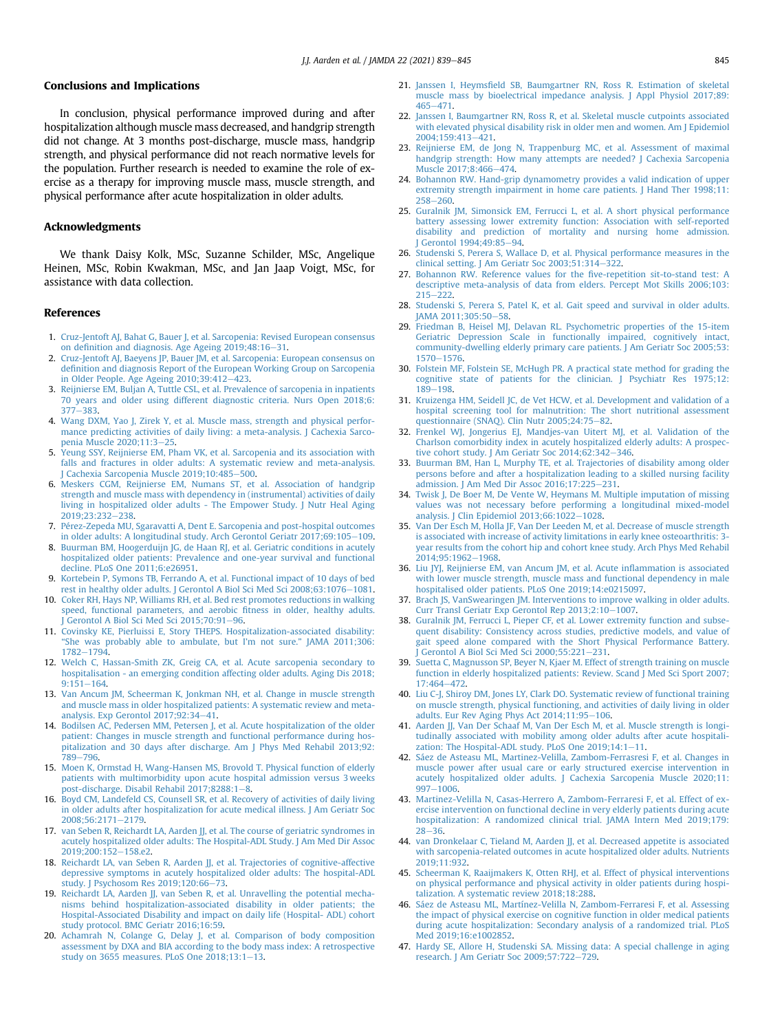## Conclusions and Implications

In conclusion, physical performance improved during and after hospitalization although muscle mass decreased, and handgrip strength did not change. At 3 months post-discharge, muscle mass, handgrip strength, and physical performance did not reach normative levels for the population. Further research is needed to examine the role of exercise as a therapy for improving muscle mass, muscle strength, and physical performance after acute hospitalization in older adults.

## Acknowledgments

We thank Daisy Kolk, MSc, Suzanne Schilder, MSc, Angelique Heinen, MSc, Robin Kwakman, MSc, and Jan Jaap Voigt, MSc, for assistance with data collection.

## References

1. Cruz-Jentoft AJ, Bahat G, Bauer J, et al. Sarcopenia: Revised European consensus on definition and diagnosis. Age Ageing 2019;48:16–31.
2. Cruz-Jentoft AJ, Baeyens JP, Bauer JM, et al. Sarcopenia: European consensus on definition and diagnosis Report of the European Working Group on Sarcopenia in Older People. Age Ageing 2010;39:412–423.
3. Reijnierse EM, Buljan A, Tuttle CSL, et al. Prevalence of sarcopenia in inpatients 70 years and older using different diagnostic criteria. Nurs Open 2018;6: 377–383.
4. Wang DXM, Yao J, Zirek Y, et al. Muscle mass, strength and physical performance predicting activities of daily living: a meta-analysis. J Cachexia Sarcopenia Muscle 2020;11:3–25.
5. Yeung SSY, Reijnierse EM, Pham VK, et al. Sarcopenia and its association with falls and fractures in older adults: A systematic review and meta-analysis. J Cachexia Sarcopenia Muscle 2019;10:485–500.
6. Meskers CGM, Reijnierse EM, Numans ST, et al. Association of handgrip strength and muscle mass with dependency in (instrumental) activities of daily living in hospitalized older adults - The Empower Study. J Nutr Heal Aging 2019;23:232–238.
7. Pérez-Zepeda MU, Sgaravatti A, Dent E. Sarcopenia and post-hospital outcomes in older adults: A longitudinal study. Arch Gerontol Geriatr 2017;69:105–109.
8. Buurman BM, Hoogerduijn JG, de Haan RJ, et al. Geriatric conditions in acutely hospitalized older patients: Prevalence and one-year survival and functional decline. PLoS One 2011;6:e26951.
9. Kortebein P, Symons TB, Ferrando A, et al. Functional impact of 10 days of bed rest in healthy older adults. J Gerontol A Biol Sci Med Sci 2008;63:1076–1081.
10. Coker RH, Hays NP, Williams RH, et al. Bed rest promotes reductions in walking speed, functional parameters, and aerobic fitness in older, healthy adults. J Gerontol A Biol Sci Med Sci 2015;70:91–96.
11. Covinsky KE, Pierluissi E, Story THEPS. Hospitalization-associated disability: "She was probably able to ambulate, but I'm not sure." JAMA 2011;306: 1782–1794.
12. Welch C, Hassan-Smith ZK, Greig CA, et al. Acute sarcopenia secondary to hospitalisation - an emerging condition affecting older adults. Aging Dis 2018; 9:151–164.
13. Van Ancum JM, Scheerman K, Jonkman NH, et al. Change in muscle strength and muscle mass in older hospitalized patients: A systematic review and meta-analysis. Exp Gerontol 2017;92:34–41.
14. Bodilsen AC, Pedersen MM, Petersen J, et al. Acute hospitalization of the older patient: Changes in muscle strength and functional performance during hospitalization and 30 days after discharge. Am J Phys Med Rehabil 2013;92: 789–796.
15. Moen K, Ormstad H, Wang-Hansen MS, Brovold T. Physical function of elderly patients with multimorbidity upon acute hospital admission versus 3 weeks post-discharge. Disabil Rehabil 2017;8288:1–8.
16. Boyd CM, Landefeld CS, Counsell SR, et al. Recovery of activities of daily living in older adults after hospitalization for acute medical illness. J Am Geriatr Soc 2008;56:2171–2179.
17. van Seben R, Reichardt LA, Aarden JJ, et al. The course of geriatric syndromes in acutely hospitalized older adults: The Hospital-ADL Study. J Am Med Dir Assoc 2019;200:152–158.e2.
18. Reichardt LA, van Seben R, Aarden JJ, et al. Trajectories of cognitive-affective depressive symptoms in acutely hospitalized older adults: The hospital-ADL study. J Psychosom Res 2019;120:66–73.
19. Reichardt LA, Aarden JJ, van Seben R, et al. Unravelling the potential mechanisms behind hospitalization-associated disability in older patients; the Hospital-Associated Disability and impact on daily life (Hospital- ADL) cohort study protocol. BMC Geriatr 2016;16:59.
20. Achamrah N, Colange G, Delay J, et al. Comparison of body composition assessment by DXA and BIA according to the body mass index: A retrospective study on 3655 measures. PLoS One 2018;13:1–13.
21. Janssen I, Heymsfield SB, Baumgartner RN, Ross R. Estimation of skeletal muscle mass by bioelectrical impedance analysis. J Appl Physiol 2017;89: 465–471.
22. Janssen I, Baumgartner RN, Ross R, et al. Skeletal muscle cutpoints associated with elevated physical disability risk in older men and women. Am J Epidemiol 2004;159:413–421.
23. Reijnierse EM, de Jong N, Trappenburg MC, et al. Assessment of maximal handgrip strength: How many attempts are needed? J Cachexia Sarcopenia Muscle 2017;8:466–474.
24. Bohannon RW. Hand-grip dynamometry provides a valid indication of upper extremity strength impairment in home care patients. J Hand Ther 1998;11: 258–260.
25. Guralnik JM, Simonsick EM, Ferrucci L, et al. A short physical performance battery assessing lower extremity function: Association with self-reported disability and prediction of mortality and nursing home admission. J Gerontol 1994;49:85–94.
26. Studenski S, Perera S, Wallace D, et al. Physical performance measures in the clinical setting. J Am Geriatr Soc 2003;51:314–322.
27. Bohannon RW. Reference values for the five-repetition sit-to-stand test: A descriptive meta-analysis of data from elders. Percept Mot Skills 2006;103: 215–222.
28. Studenski S, Perera S, Patel K, et al. Gait speed and survival in older adults. JAMA 2011;305:50–58.
29. Friedman B, Heisel MJ, Delavan RL. Psychometric properties of the 15-item Geriatric Depression Scale in functionally impaired, cognitively intact, community-dwelling elderly primary care patients. J Am Geriatr Soc 2005;53: 1570–1576.
30. Folstein MF, Folstein SE, McHugh PR. A practical state method for grading the cognitive state of patients for the clinician. J Psychiatr Res 1975;12: 189–198.
31. Kruizenga HM, Seidell JC, de Vet HCW, et al. Development and validation of a hospital screening tool for malnutrition: The short nutritional assessment questionnaire (SNAQ). Clin Nutr 2005;24:75–82.
32. Frenkel WJ, Jongerius EJ, Mandjes-van Uitert MJ, et al. Validation of the Charlson comorbidity index in acutely hospitalized elderly adults: A prospective cohort study. J Am Geriatr Soc 2014;62:342–346.
33. Buurman BM, Han L, Murphy TE, et al. Trajectories of disability among older persons before and after a hospitalization leading to a skilled nursing facility admission. J Am Med Dir Assoc 2016;17:225–231.
34. Twisk J, De Boer M, De Vente W, Heymans M. Multiple imputation of missing values was not necessary before performing a longitudinal mixed-model analysis. J Clin Epidemiol 2013;66:1022–1028.
35. Van Der Esch M, Holla JF, Van Der Leeden M, et al. Decrease of muscle strength is associated with increase of activity limitations in early knee osteoarthritis: 3-year results from the cohort hip and cohort knee study. Arch Phys Med Rehabil 2014;95:1962–1968.
36. Liu JYJ, Reijnierse EM, van Ancum JM, et al. Acute inflammation is associated with lower muscle strength, muscle mass and functional dependency in male hospitalised older patients. PLoS One 2019;14:e0215097.
37. Brach JS, VanSwearingen JM. Interventions to improve walking in older adults. Curr Transl Geriatr Exp Gerontol Rep 2013;2:10–1007.
38. Guralnik JM, Ferrucci L, Pieper CF, et al. Lower extremity function and subsequent disability: Consistency across studies, predictive models, and value of gait speed alone compared with the Short Physical Performance Battery. J Gerontol A Biol Sci Med Sci 2000;55:221–231.
39. Suetta C, Magnusson SP, Beyer N, Kjaer M. Effect of strength training on muscle function in elderly hospitalized patients: Review. Scand J Med Sci Sport 2007; 17:464–472.
40. Liu C-J, Shiroy DM, Jones LY, Clark DO. Systematic review of functional training on muscle strength, physical functioning, and activities of daily living in older adults. Eur Rev Aging Phys Act 2014;11:95–106.
41. Aarden JJ, Van Der Schaaf M, Van Der Esch M, et al. Muscle strength is longitudinally associated with mobility among older adults after acute hospitalization: The Hospital-ADL study. PLoS One 2019;14:1–11.
42. Sáez de Asteasu ML, Martinez-Velilla, Zambom-Ferrasresi F, et al. Changes in muscle power after usual care or early structured exercise intervention in acutely hospitalized older adults. J Cachexia Sarcopenia Muscle 2020;11: 997–1006.
43. Martinez-Velilla N, Casas-Herrero A, Zambom-Ferraresi F, et al. Effect of exercise intervention on functional decline in very elderly patients during acute hospitalization: A randomized clinical trial. JAMA Intern Med 2019;179: 28–36.
44. van Dronkelaar C, Tieland M, Aarden JJ, et al. Decreased appetite is associated with sarcopenia-related outcomes in acute hospitalized older adults. Nutrients 2019;11:932.
45. Scheerman K, Raaijmakers K, Otten RHJ, et al. Effect of physical interventions on physical performance and physical activity in older patients during hospitalization. A systematic review 2018;18:288.
46. Sáez de Asteasu ML, Martínez-Velilla N, Zambom-Ferraresi F, et al. Assessing the impact of physical exercise on cognitive function in older medical patients during acute hospitalization: Secondary analysis of a randomized trial. PLoS Med 2019;16:e1002852.
47. Hardy SE, Allore H, Studenski SA. Missing data: A special challenge in aging research. J Am Geriatr Soc 2009;57:722–729.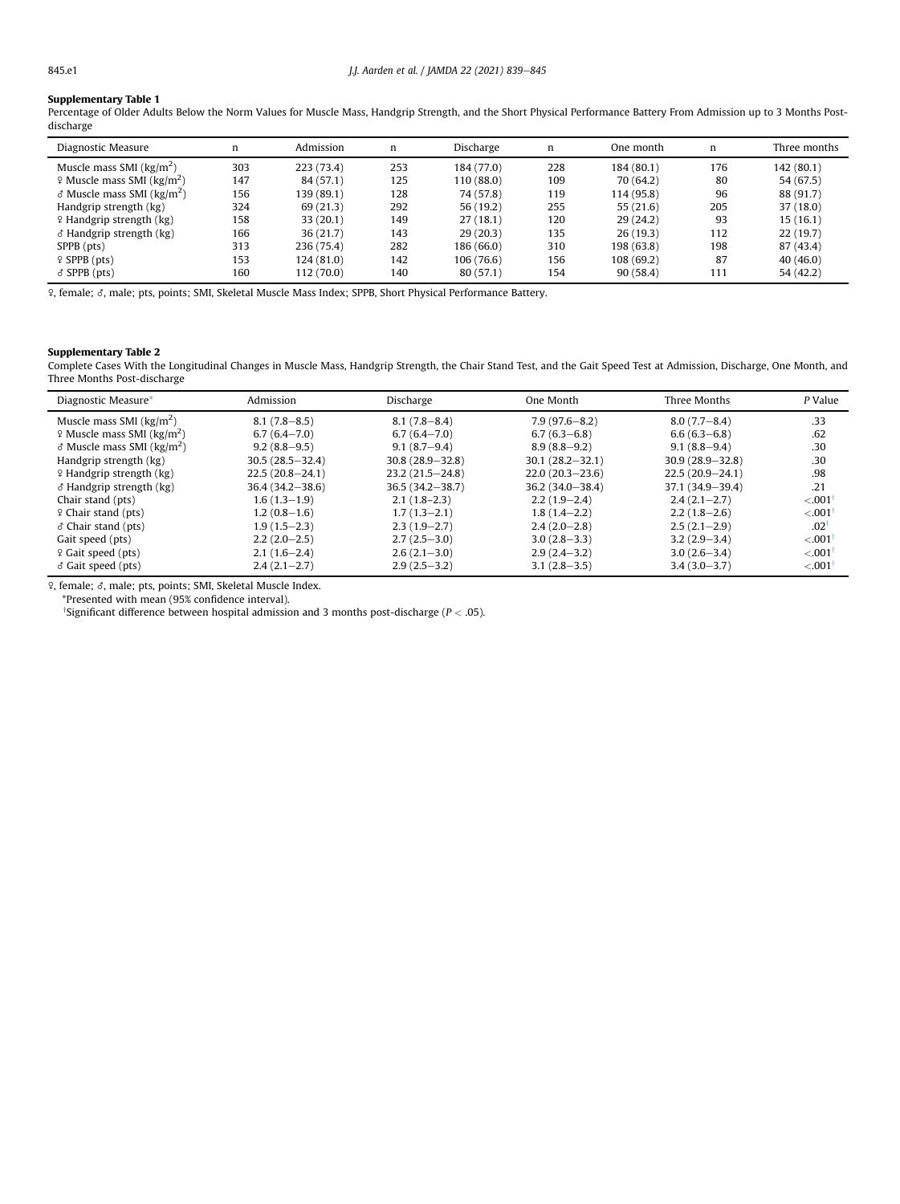**Supplementary Table 1**

Percentage of Older Adults Below the Norm Values for Muscle Mass, Handgrip Strength, and the Short Physical Performance Battery From Admission up to 3 Months Post-discharge

| Diagnostic Measure | n | Admission | n | Discharge | n | One month | n | Three months |
|---|---|---|---|---|---|---|---|---|
| Muscle mass SMI ($kg/m^2$) | 303 | 223 (73.4) | 253 | 184 (77.0) | 228 | 184 (80.1) | 176 | 142 (80.1) |
| ♀ Muscle mass SMI ($kg/m^2$) | 147 | 84 (57.1) | 125 | 110 (88.0) | 109 | 70 (64.2) | 80 | 54 (67.5) |
| ♂ Muscle mass SMI ($kg/m^2$) | 156 | 139 (89.1) | 128 | 74 (57.8) | 119 | 114 (95.8) | 96 | 88 (91.7) |
| Handgrip strength (kg) | 324 | 69 (21.3) | 292 | 56 (19.2) | 255 | 55 (21.6) | 205 | 37 (18.0) |
| ♀ Handgrip strength (kg) | 158 | 33 (20.1) | 149 | 27 (18.1) | 120 | 29 (24.2) | 93 | 15 (16.1) |
| ♂ Handgrip strength (kg) | 166 | 36 (21.7) | 143 | 29 (20.3) | 135 | 26 (19.3) | 112 | 22 (19.7) |
| SPPB (pts) | 313 | 236 (75.4) | 282 | 186 (66.0) | 310 | 198 (63.8) | 198 | 87 (43.4) |
| ♀ SPPB (pts) | 153 | 124 (81.0) | 142 | 106 (76.6) | 156 | 108 (69.2) | 87 | 40 (46.0) |
| ♂ SPPB (pts) | 160 | 112 (70.0) | 140 | 80 (57.1) | 154 | 90 (58.4) | 111 | 54 (42.2) |

♀, female; ♂, male; pts, points; SMI, Skeletal Muscle Mass Index; SPPB, Short Physical Performance Battery.

**Supplementary Table 2**

Complete Cases With the Longitudinal Changes in Muscle Mass, Handgrip Strength, the Chair Stand Test, and the Gait Speed Test at Admission, Discharge, One Month, and Three Months Post-discharge

| Diagnostic Measure* | Admission | Discharge | One Month | Three Months | *P* Value |
|---|---|---|---|---|---|
| Muscle mass SMI ($kg/m^2$) | 8.1 (7.8–8.5) | 8.1 (7.8–8.4) | 7.9 (97.6–8.2) | 8.0 (7.7–8.4) | .33 |
| ♀ Muscle mass SMI ($kg/m^2$) | 6.7 (6.4–7.0) | 6.7 (6.4–7.0) | 6.7 (6.3–6.8) | 6.6 (6.3–6.8) | .62 |
| ♂ Muscle mass SMI ($kg/m^2$) | 9.2 (8.8–9.5) | 9.1 (8.7–9.4) | 8.9 (8.8–9.2) | 9.1 (8.8–9.4) | .30 |
| Handgrip strength (kg) | 30.5 (28.5–32.4) | 30.8 (28.9–32.8) | 30.1 (28.2–32.1) | 30.9 (28.9–32.8) | .30 |
| ♀ Handgrip strength (kg) | 22.5 (20.8–24.1) | 23.2 (21.5–24.8) | 22.0 (20.3–23.6) | 22.5 (20.9–24.1) | .98 |
| ♂ Handgrip strength (kg) | 36.4 (34.2–38.6) | 36.5 (34.2–38.7) | 36.2 (34.0–38.4) | 37.1 (34.9–39.4) | .21 |
| Chair stand (pts) | 1.6 (1.3–1.9) | 2.1 (1.8–2.3) | 2.2 (1.9–2.4) | 2.4 (2.1–2.7) | <.001† |
| ♀ Chair stand (pts) | 1.2 (0.8–1.6) | 1.7 (1.3–2.1) | 1.8 (1.4–2.2) | 2.2 (1.8–2.6) | <.001† |
| ♂ Chair stand (pts) | 1.9 (1.5–2.3) | 2.3 (1.9–2.7) | 2.4 (2.0–2.8) | 2.5 (2.1–2.9) | .02† |
| Gait speed (pts) | 2.2 (2.0–2.5) | 2.7 (2.5–3.0) | 3.0 (2.8–3.3) | 3.2 (2.9–3.4) | <.001† |
| ♀ Gait speed (pts) | 2.1 (1.6–2.4) | 2.6 (2.1–3.0) | 2.9 (2.4–3.2) | 3.0 (2.6–3.4) | <.001† |
| ♂ Gait speed (pts) | 2.4 (2.1–2.7) | 2.9 (2.5–3.2) | 3.1 (2.8–3.5) | 3.4 (3.0–3.7) | <.001† |

♀, female; ♂, male; pts, points; SMI, Skeletal Muscle Index.

*Presented with mean (95% confidence interval).

†Significant difference between hospital admission and 3 months post-discharge ($P < .05$).